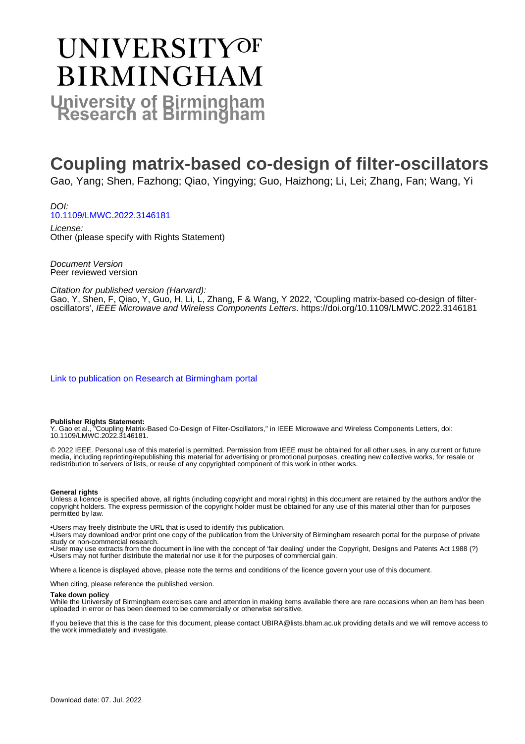# UNIVERSITY OF BIRMINGHAM

## University of Birmingham Research at Birmingham

# Coupling matrix-based co-design of filter-oscillators

Gao, Yang; Shen, Fazhong; Qiao, Yingying; Guo, Haizhong; Li, Lei; Zhang, Fan; Wang, Yi

*DOI:*
[10.1109/LMWC.2022.3146181](https://doi.org/10.1109/LMWC.2022.3146181)

*License:*
Other (please specify with Rights Statement)

*Document Version*
Peer reviewed version

*Citation for published version (Harvard):*
Gao, Y, Shen, F, Qiao, Y, Guo, H, Li, L, Zhang, F & Wang, Y 2022, 'Coupling matrix-based co-design of filter-oscillators', *IEEE Microwave and Wireless Components Letters*. https://doi.org/10.1109/LMWC.2022.3146181

[Link to publication on Research at Birmingham portal]

**Publisher Rights Statement:**
Y. Gao et al., "Coupling Matrix-Based Co-Design of Filter-Oscillators," in IEEE Microwave and Wireless Components Letters, doi: 10.1109/LMWC.2022.3146181.

© 2022 IEEE. Personal use of this material is permitted. Permission from IEEE must be obtained for all other uses, in any current or future media, including reprinting/republishing this material for advertising or promotional purposes, creating new collective works, for resale or redistribution to servers or lists, or reuse of any copyrighted component of this work in other works.

**General rights**
Unless a licence is specified above, all rights (including copyright and moral rights) in this document are retained by the authors and/or the copyright holders. The express permission of the copyright holder must be obtained for any use of this material other than for purposes permitted by law.

•Users may freely distribute the URL that is used to identify this publication.
•Users may download and/or print one copy of the publication from the University of Birmingham research portal for the purpose of private study or non-commercial research.
•User may use extracts from the document in line with the concept of 'fair dealing' under the Copyright, Designs and Patents Act 1988 (?)
•Users may not further distribute the material nor use it for the purposes of commercial gain.

Where a licence is displayed above, please note the terms and conditions of the licence govern your use of this document.

When citing, please reference the published version.

**Take down policy**
While the University of Birmingham exercises care and attention in making items available there are rare occasions when an item has been uploaded in error or has been deemed to be commercially or otherwise sensitive.

If you believe that this is the case for this document, please contact UBIRA@lists.bham.ac.uk providing details and we will remove access to the work immediately and investigate.

Download date: 07. Jul. 2022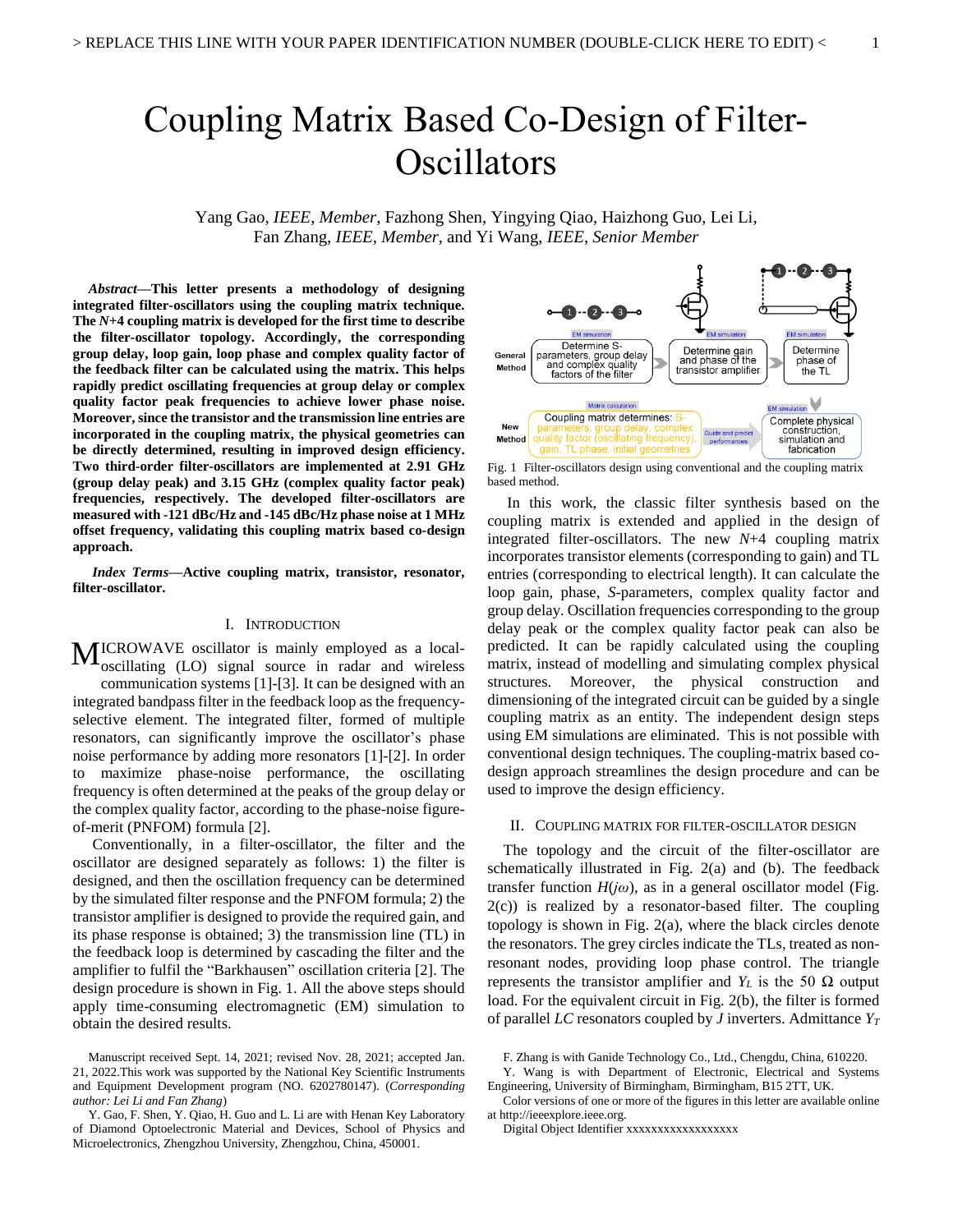# Coupling Matrix Based Co-Design of Filter-Oscillators

Yang Gao, *IEEE*, *Member*, Fazhong Shen, Yingying Qiao, Haizhong Guo, Lei Li, Fan Zhang, *IEEE*, *Member*, and Yi Wang, *IEEE*, *Senior Member*

***Abstract*—This letter presents a methodology of designing integrated filter-oscillators using the coupling matrix technique. The *N*+4 coupling matrix is developed for the first time to describe the filter-oscillator topology. Accordingly, the corresponding group delay, loop gain, loop phase and complex quality factor of the feedback filter can be calculated using the matrix. This helps rapidly predict oscillating frequencies at group delay or complex quality factor peak frequencies to achieve lower phase noise. Moreover, since the transistor and the transmission line entries are incorporated in the coupling matrix, the physical geometries can be directly determined, resulting in improved design efficiency. Two third-order filter-oscillators are implemented at 2.91 GHz (group delay peak) and 3.15 GHz (complex quality factor peak) frequencies, respectively. The developed filter-oscillators are measured with -121 dBc/Hz and -145 dBc/Hz phase noise at 1 MHz offset frequency, validating this coupling matrix based co-design approach.**

***Index Terms*—Active coupling matrix, transistor, resonator, filter-oscillator.**

## I. Introduction

MICROWAVE oscillator is mainly employed as a local-oscillating (LO) signal source in radar and wireless communication systems [1]-[3]. It can be designed with an integrated bandpass filter in the feedback loop as the frequency-selective element. The integrated filter, formed of multiple resonators, can significantly improve the oscillator's phase noise performance by adding more resonators [1]-[2]. In order to maximize phase-noise performance, the oscillating frequency is often determined at the peaks of the group delay or the complex quality factor, according to the phase-noise figure-of-merit (PNFOM) formula [2].

Conventionally, in a filter-oscillator, the filter and the oscillator are designed separately as follows: 1) the filter is designed, and then the oscillation frequency can be determined by the simulated filter response and the PNFOM formula; 2) the transistor amplifier is designed to provide the required gain, and its phase response is obtained; 3) the transmission line (TL) in the feedback loop is determined by cascading the filter and the amplifier to fulfil the "Barkhausen" oscillation criteria [2]. The design procedure is shown in Fig. 1. All the above steps should apply time-consuming electromagnetic (EM) simulation to obtain the desired results.

Manuscript received Sept. 14, 2021; revised Nov. 28, 2021; accepted Jan. 21, 2022.This work was supported by the National Key Scientific Instruments and Equipment Development program (NO. 6202780147). (*Corresponding author: Lei Li and Fan Zhang*)

Y. Gao, F. Shen, Y. Qiao, H. Guo and L. Li are with Henan Key Laboratory of Diamond Optoelectronic Material and Devices, School of Physics and Microelectronics, Zhengzhou University, Zhengzhou, China, 450001.

F. Zhang is with Ganide Technology Co., Ltd., Chengdu, China, 610220.

Y. Wang is with Department of Electronic, Electrical and Systems Engineering, University of Birmingham, Birmingham, B15 2TT, UK.

Color versions of one or more of the figures in this letter are available online at http://ieeexplore.ieee.org.

Digital Object Identifier xxxxxxxxxxxxxxxxxx

Fig. 1 Filter-oscillators design using conventional and the coupling matrix based method.

In this work, the classic filter synthesis based on the coupling matrix is extended and applied in the design of integrated filter-oscillators. The new *N*+4 coupling matrix incorporates transistor elements (corresponding to gain) and TL entries (corresponding to electrical length). It can calculate the loop gain, phase, *S*-parameters, complex quality factor and group delay. Oscillation frequencies corresponding to the group delay peak or the complex quality factor peak can also be predicted. It can be rapidly calculated using the coupling matrix, instead of modelling and simulating complex physical structures. Moreover, the physical construction and dimensioning of the integrated circuit can be guided by a single coupling matrix as an entity. The independent design steps using EM simulations are eliminated. This is not possible with conventional design techniques. The coupling-matrix based co-design approach streamlines the design procedure and can be used to improve the design efficiency.

## II. Coupling Matrix for Filter-Oscillator Design

The topology and the circuit of the filter-oscillator are schematically illustrated in Fig. 2(a) and (b). The feedback transfer function $H(j\omega)$, as in a general oscillator model (Fig. 2(c)) is realized by a resonator-based filter. The coupling topology is shown in Fig. 2(a), where the black circles denote the resonators. The grey circles indicate the TLs, treated as non-resonant nodes, providing loop phase control. The triangle represents the transistor amplifier and $Y_L$ is the 50 Ω output load. For the equivalent circuit in Fig. 2(b), the filter is formed of parallel *LC* resonators coupled by *J* inverters. Admittance $Y_T$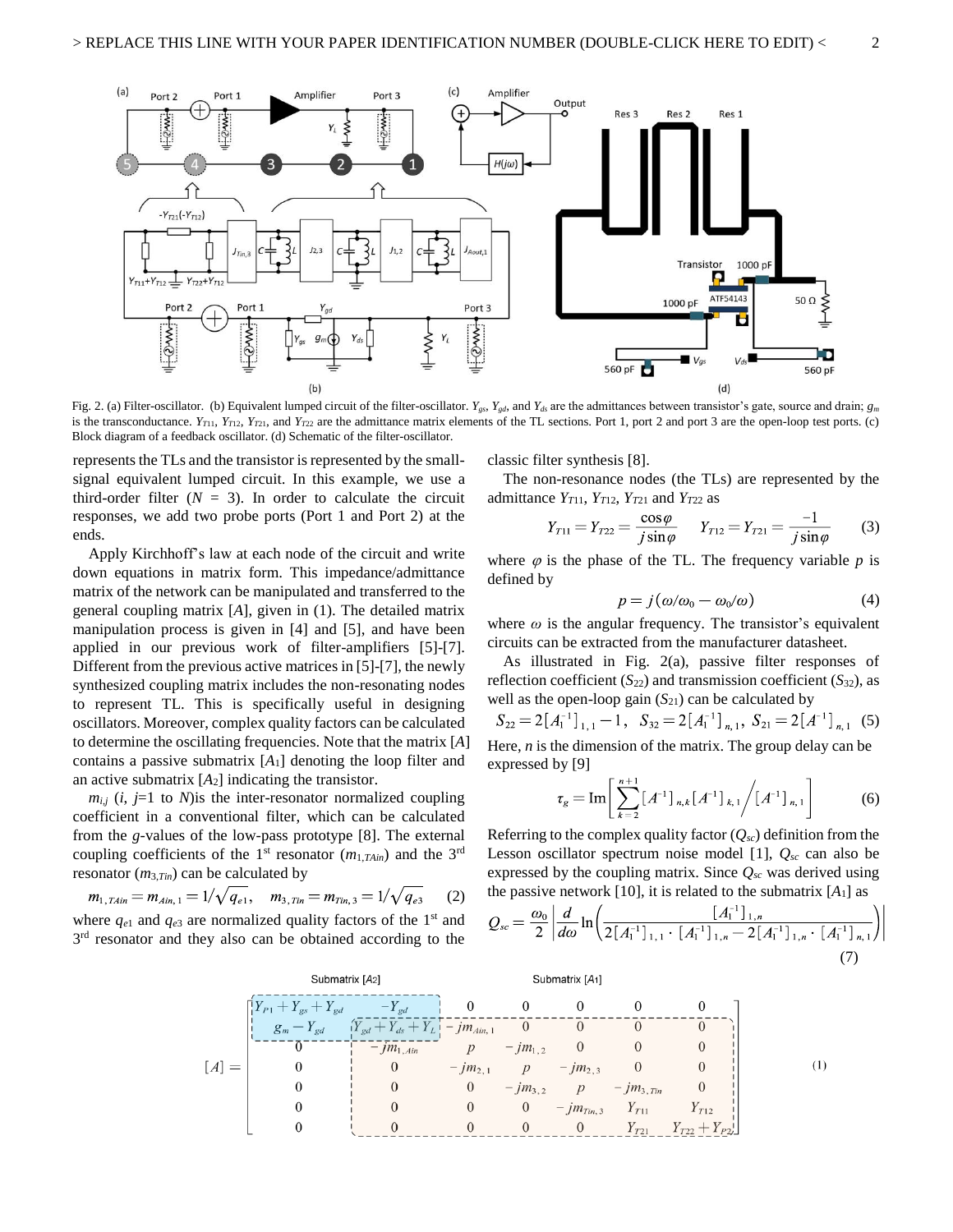Fig. 2. (a) Filter-oscillator. (b) Equivalent lumped circuit of the filter-oscillator. $Y_{gs}$, $Y_{gd}$, and $Y_{ds}$ are the admittances between transistor's gate, source and drain; $g_m$ is the transconductance. $Y_{T11}$, $Y_{T12}$, $Y_{T21}$, and $Y_{T22}$ are the admittance matrix elements of the TL sections. Port 1, port 2 and port 3 are the open-loop test ports. (c) Block diagram of a feedback oscillator. (d) Schematic of the filter-oscillator.

represents the TLs and the transistor is represented by the small-signal equivalent lumped circuit. In this example, we use a third-order filter ($N$ = 3). In order to calculate the circuit responses, we add two probe ports (Port 1 and Port 2) at the ends.

Apply Kirchhoff's law at each node of the circuit and write down equations in matrix form. This impedance/admittance matrix of the network can be manipulated and transferred to the general coupling matrix [$A$], given in (1). The detailed matrix manipulation process is given in [4] and [5], and have been applied in our previous work of filter-amplifiers [5]-[7]. Different from the previous active matrices in [5]-[7], the newly synthesized coupling matrix includes the non-resonating nodes to represent TL. This is specifically useful in designing oscillators. Moreover, complex quality factors can be calculated to determine the oscillating frequencies. Note that the matrix [$A$] contains a passive submatrix [$A_1$] denoting the loop filter and an active submatrix [$A_2$] indicating the transistor.

$m_{i,j}$ ($i$, $j$=1 to $N$)is the inter-resonator normalized coupling coefficient in a conventional filter, which can be calculated from the $g$-values of the low-pass prototype [8]. The external coupling coefficients of the 1st resonator ($m_{1,TAin}$) and the 3rd resonator ($m_{3,Tin}$) can be calculated by

$$m_{1,TAin} = m_{Ain,1} = 1/\sqrt{q_{e1}}, \quad m_{3,Tin} = m_{Tin,3} = 1/\sqrt{q_{e3}} \qquad (2)$$

where $q_{e1}$ and $q_{e3}$ are normalized quality factors of the 1st and 3rd resonator and they also can be obtained according to the classic filter synthesis [8].

The non-resonance nodes (the TLs) are represented by the admittance $Y_{T11}$, $Y_{T12}$, $Y_{T21}$ and $Y_{T22}$ as

$$Y_{T11} = Y_{T22} = \frac{\cos\varphi}{j\sin\varphi} \qquad Y_{T12} = Y_{T21} = \frac{-1}{j\sin\varphi} \qquad (3)$$

where $\varphi$ is the phase of the TL. The frequency variable $p$ is defined by

$$p = j(\omega/\omega_0 - \omega_0/\omega) \qquad (4)$$

where $\omega$ is the angular frequency. The transistor's equivalent circuits can be extracted from the manufacturer datasheet.

As illustrated in Fig. 2(a), passive filter responses of reflection coefficient ($S_{22}$) and transmission coefficient ($S_{32}$), as well as the open-loop gain ($S_{21}$) can be calculated by

$$S_{22} = 2[A_1^{-1}]_{1,1} - 1, \;\; S_{32} = 2[A_1^{-1}]_{n,1}, \; S_{21} = 2[A^{-1}]_{n,1} \qquad (5)$$

Here, $n$ is the dimension of the matrix. The group delay can be expressed by [9]

$$\tau_g = \mathrm{Im}\left[\sum_{k=2}^{n+1}[A^{-1}]_{n,k}[A^{-1}]_{k,1} \Big/ [A^{-1}]_{n,1}\right] \qquad (6)$$

Referring to the complex quality factor ($Q_{sc}$) definition from the Lesson oscillator spectrum noise model [1], $Q_{sc}$ can also be expressed by the coupling matrix. Since $Q_{sc}$ was derived using the passive network [10], it is related to the submatrix [$A_1$] as

$$Q_{sc} = \frac{\omega_0}{2}\left|\frac{d}{d\omega}\ln\left(\frac{[A_1^{-1}]_{1,n}}{2[A_1^{-1}]_{1,1}\cdot[A_1^{-1}]_{1,n} - 2[A_1^{-1}]_{1,n}\cdot[A_1^{-1}]_{n,1}}\right)\right| \qquad (7)$$

$$[A] = \begin{bmatrix} Y_{P1}+Y_{gs}+Y_{gd} & -Y_{gd} & 0 & 0 & 0 & 0 & 0 \\ g_m - Y_{gd} & Y_{gd}+Y_{ds}+Y_L & -jm_{Ain,1} & 0 & 0 & 0 & 0 \\ 0 & -jm_{1,Ain} & p & -jm_{1,2} & 0 & 0 & 0 \\ 0 & 0 & -jm_{2,1} & p & -jm_{2,3} & 0 & 0 \\ 0 & 0 & 0 & -jm_{3,2} & p & -jm_{3,Tin} & 0 \\ 0 & 0 & 0 & 0 & -jm_{Tin,3} & Y_{T11} & Y_{T12} \\ 0 & 0 & 0 & 0 & 0 & Y_{T21} & Y_{T22}+Y_{P2} \end{bmatrix} \qquad (1)$$

(Submatrix [$A_2$]: upper-left block; Submatrix [$A_1$]: lower-right block)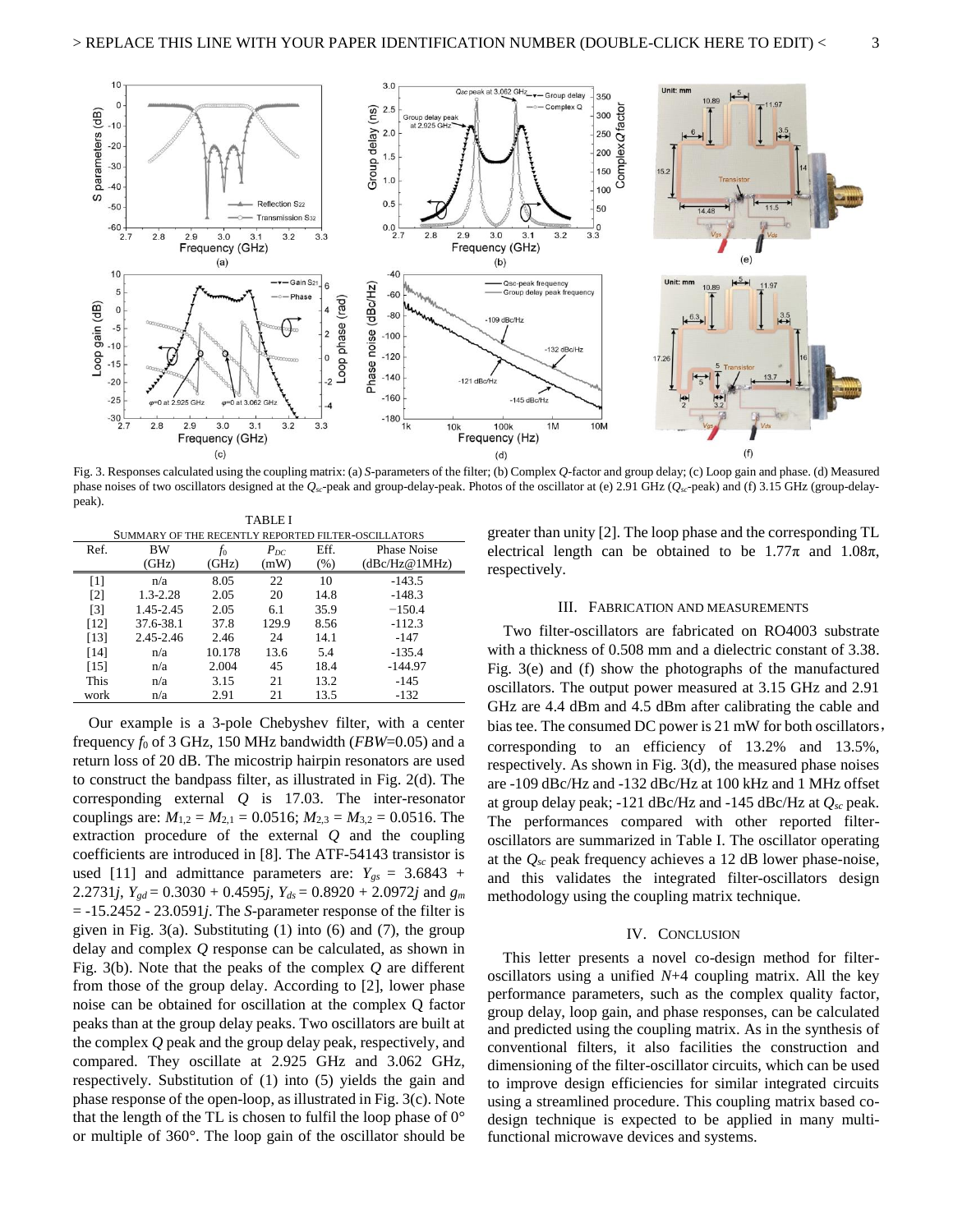Fig. 3. Responses calculated using the coupling matrix: (a) *S*-parameters of the filter; (b) Complex *Q*-factor and group delay; (c) Loop gain and phase. (d) Measured phase noises of two oscillators designed at the $Q_{sc}$-peak and group-delay-peak. Photos of the oscillator at (e) 2.91 GHz ($Q_{sc}$-peak) and (f) 3.15 GHz (group-delay-peak).

TABLE I

SUMMARY OF THE RECENTLY REPORTED FILTER-OSCILLATORS

| Ref. | BW (GHz) | $f_0$ (GHz) | $P_{DC}$ (mW) | Eff. (%) | Phase Noise (dBc/Hz@1MHz) |
|---|---|---|---|---|---|
| [1] | n/a | 8.05 | 22 | 10 | -143.5 |
| [2] | 1.3-2.28 | 2.05 | 20 | 14.8 | -148.3 |
| [3] | 1.45-2.45 | 2.05 | 6.1 | 35.9 | −150.4 |
| [12] | 37.6-38.1 | 37.8 | 129.9 | 8.56 | -112.3 |
| [13] | 2.45-2.46 | 2.46 | 24 | 14.1 | -147 |
| [14] | n/a | 10.178 | 13.6 | 5.4 | -135.4 |
| [15] | n/a | 2.004 | 45 | 18.4 | -144.97 |
| This work | n/a | 3.15 | 21 | 13.2 | -145 |
| | n/a | 2.91 | 21 | 13.5 | -132 |

Our example is a 3-pole Chebyshev filter, with a center frequency $f_0$ of 3 GHz, 150 MHz bandwidth (*FBW*=0.05) and a return loss of 20 dB. The micostrip hairpin resonators are used to construct the bandpass filter, as illustrated in Fig. 2(d). The corresponding external *Q* is 17.03. The inter-resonator couplings are: $M_{1,2} = M_{2,1} = 0.0516$; $M_{2,3} = M_{3,2} = 0.0516$. The extraction procedure of the external *Q* and the coupling coefficients are introduced in [8]. The ATF-54143 transistor is used [11] and admittance parameters are: $Y_{gs}$ = 3.6843 + 2.2731*j*, $Y_{gd}$ = 0.3030 + 0.4595*j*, $Y_{ds}$ = 0.8920 + 2.0972*j* and $g_m$ = -15.2452 - 23.0591*j*. The *S*-parameter response of the filter is given in Fig. 3(a). Substituting (1) into (6) and (7), the group delay and complex *Q* response can be calculated, as shown in Fig. 3(b). Note that the peaks of the complex *Q* are different from those of the group delay. According to [2], lower phase noise can be obtained for oscillation at the complex Q factor peaks than at the group delay peaks. Two oscillators are built at the complex *Q* peak and the group delay peak, respectively, and compared. They oscillate at 2.925 GHz and 3.062 GHz, respectively. Substitution of (1) into (5) yields the gain and phase response of the open-loop, as illustrated in Fig. 3(c). Note that the length of the TL is chosen to fulfil the loop phase of 0° or multiple of 360°. The loop gain of the oscillator should be greater than unity [2]. The loop phase and the corresponding TL electrical length can be obtained to be 1.77π and 1.08π, respectively.

## III. Fabrication and Measurements

Two filter-oscillators are fabricated on RO4003 substrate with a thickness of 0.508 mm and a dielectric constant of 3.38. Fig. 3(e) and (f) show the photographs of the manufactured oscillators. The output power measured at 3.15 GHz and 2.91 GHz are 4.4 dBm and 4.5 dBm after calibrating the cable and bias tee. The consumed DC power is 21 mW for both oscillators, corresponding to an efficiency of 13.2% and 13.5%, respectively. As shown in Fig. 3(d), the measured phase noises are -109 dBc/Hz and -132 dBc/Hz at 100 kHz and 1 MHz offset at group delay peak; -121 dBc/Hz and -145 dBc/Hz at $Q_{sc}$ peak. The performances compared with other reported filter-oscillators are summarized in Table I. The oscillator operating at the $Q_{sc}$ peak frequency achieves a 12 dB lower phase-noise, and this validates the integrated filter-oscillators design methodology using the coupling matrix technique.

## IV. Conclusion

This letter presents a novel co-design method for filter-oscillators using a unified *N*+4 coupling matrix. All the key performance parameters, such as the complex quality factor, group delay, loop gain, and phase responses, can be calculated and predicted using the coupling matrix. As in the synthesis of conventional filters, it also facilities the construction and dimensioning of the filter-oscillator circuits, which can be used to improve design efficiencies for similar integrated circuits using a streamlined procedure. This coupling matrix based co-design technique is expected to be applied in many multi-functional microwave devices and systems.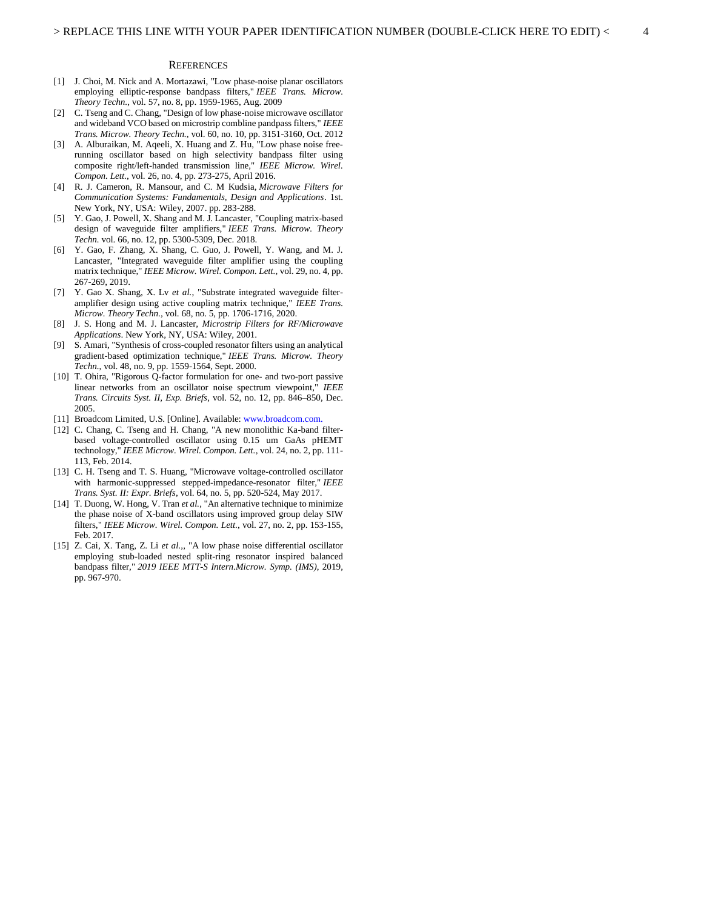## REFERENCES

[1] J. Choi, M. Nick and A. Mortazawi, "Low phase-noise planar oscillators employing elliptic-response bandpass filters," *IEEE Trans. Microw. Theory Techn.*, vol. 57, no. 8, pp. 1959-1965, Aug. 2009

[2] C. Tseng and C. Chang, "Design of low phase-noise microwave oscillator and wideband VCO based on microstrip combline pandpass filters," *IEEE Trans. Microw. Theory Techn.*, vol. 60, no. 10, pp. 3151-3160, Oct. 2012

[3] A. Alburaikan, M. Aqeeli, X. Huang and Z. Hu, "Low phase noise free-running oscillator based on high selectivity bandpass filter using composite right/left-handed transmission line," *IEEE Microw. Wirel. Compon. Lett.*, vol. 26, no. 4, pp. 273-275, April 2016.

[4] R. J. Cameron, R. Mansour, and C. M Kudsia, *Microwave Filters for Communication Systems: Fundamentals, Design and Applications*. 1st. New York, NY, USA: Wiley, 2007. pp. 283-288.

[5] Y. Gao, J. Powell, X. Shang and M. J. Lancaster, "Coupling matrix-based design of waveguide filter amplifiers," *IEEE Trans. Microw. Theory Techn.* vol. 66, no. 12, pp. 5300-5309, Dec. 2018.

[6] Y. Gao, F. Zhang, X. Shang, C. Guo, J. Powell, Y. Wang, and M. J. Lancaster, "Integrated waveguide filter amplifier using the coupling matrix technique," *IEEE Microw. Wirel. Compon. Lett.*, vol. 29, no. 4, pp. 267-269, 2019.

[7] Y. Gao X. Shang, X. Lv *et al.*, "Substrate integrated waveguide filter-amplifier design using active coupling matrix technique," *IEEE Trans. Microw. Theory Techn.*, vol. 68, no. 5, pp. 1706-1716, 2020.

[8] J. S. Hong and M. J. Lancaster, *Microstrip Filters for RF/Microwave Applications*. New York, NY, USA: Wiley, 2001.

[9] S. Amari, "Synthesis of cross-coupled resonator filters using an analytical gradient-based optimization technique," *IEEE Trans. Microw. Theory Techn.*, vol. 48, no. 9, pp. 1559-1564, Sept. 2000.

[10] T. Ohira, "Rigorous Q-factor formulation for one- and two-port passive linear networks from an oscillator noise spectrum viewpoint," *IEEE Trans. Circuits Syst. II, Exp. Briefs*, vol. 52, no. 12, pp. 846–850, Dec. 2005.

[11] Broadcom Limited, U.S. [Online]. Available: www.broadcom.com.

[12] C. Chang, C. Tseng and H. Chang, "A new monolithic Ka-band filter-based voltage-controlled oscillator using 0.15 um GaAs pHEMT technology," *IEEE Microw. Wirel. Compon. Lett.*, vol. 24, no. 2, pp. 111-113, Feb. 2014.

[13] C. H. Tseng and T. S. Huang, "Microwave voltage-controlled oscillator with harmonic-suppressed stepped-impedance-resonator filter," *IEEE Trans. Syst. II: Expr. Briefs*, vol. 64, no. 5, pp. 520-524, May 2017.

[14] T. Duong, W. Hong, V. Tran *et al.*, "An alternative technique to minimize the phase noise of X-band oscillators using improved group delay SIW filters," *IEEE Microw. Wirel. Compon. Lett.*, vol. 27, no. 2, pp. 153-155, Feb. 2017.

[15] Z. Cai, X. Tang, Z. Li *et al.*,, "A low phase noise differential oscillator employing stub-loaded nested split-ring resonator inspired balanced bandpass filter," *2019 IEEE MTT-S Intern.Microw. Symp. (IMS)*, 2019, pp. 967-970.